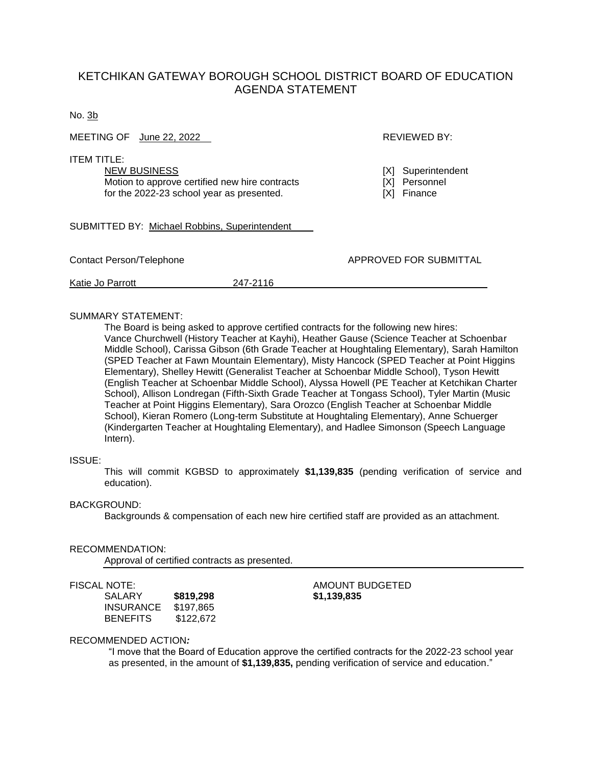# KETCHIKAN GATEWAY BOROUGH SCHOOL DISTRICT BOARD OF EDUCATION AGENDA STATEMENT

No. 3b

MEETING OF June 22, 2022

REVIEWED BY:

- [X] Superintendent
- [X] Personnel
- [X] Finance

ITEM TITLE:

NEW BUSINESS
Motion to approve certified new hire contracts for the 2022-23 school year as presented.

SUBMITTED BY: Michael Robbins, Superintendent

Contact Person/Telephone

APPROVED FOR SUBMITTAL

Katie Jo Parrott 247-2116

SUMMARY STATEMENT:

The Board is being asked to approve certified contracts for the following new hires: Vance Churchwell (History Teacher at Kayhi), Heather Gause (Science Teacher at Schoenbar Middle School), Carissa Gibson (6th Grade Teacher at Houghtaling Elementary), Sarah Hamilton (SPED Teacher at Fawn Mountain Elementary), Misty Hancock (SPED Teacher at Point Higgins Elementary), Shelley Hewitt (Generalist Teacher at Schoenbar Middle School), Tyson Hewitt (English Teacher at Schoenbar Middle School), Alyssa Howell (PE Teacher at Ketchikan Charter School), Allison Londregan (Fifth-Sixth Grade Teacher at Tongass School), Tyler Martin (Music Teacher at Point Higgins Elementary), Sara Orozco (English Teacher at Schoenbar Middle School), Kieran Romero (Long-term Substitute at Houghtaling Elementary), Anne Schuerger (Kindergarten Teacher at Houghtaling Elementary), and Hadlee Simonson (Speech Language Intern).

ISSUE:

This will commit KGBSD to approximately **$1,139,835** (pending verification of service and education).

BACKGROUND:

Backgrounds & compensation of each new hire certified staff are provided as an attachment.

RECOMMENDATION:

Approval of certified contracts as presented.

FISCAL NOTE:

| | |
|---|---|
| SALARY | **$819,298** |
| INSURANCE | $197,865 |
| BENEFITS | $122,672 |

AMOUNT BUDGETED
**$1,139,835**

RECOMMENDED ACTION*:*

"I move that the Board of Education approve the certified contracts for the 2022-23 school year as presented, in the amount of **$1,139,835,** pending verification of service and education."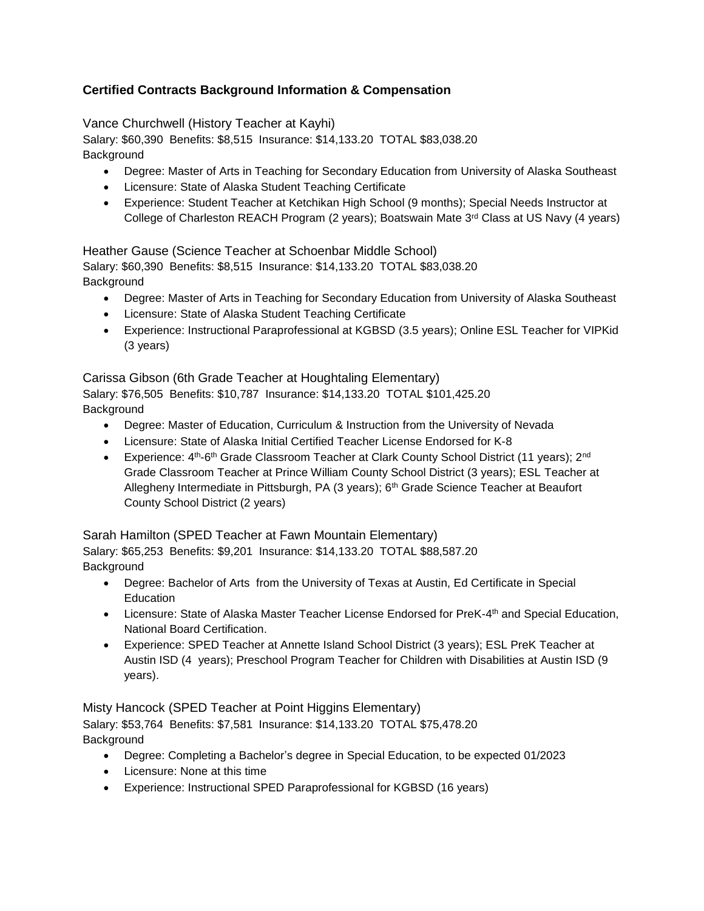**Certified Contracts Background Information & Compensation**

Vance Churchwell (History Teacher at Kayhi)

Salary: $60,390  Benefits: $8,515  Insurance: $14,133.20  TOTAL $83,038.20

Background

- Degree: Master of Arts in Teaching for Secondary Education from University of Alaska Southeast
- Licensure: State of Alaska Student Teaching Certificate
- Experience: Student Teacher at Ketchikan High School (9 months); Special Needs Instructor at College of Charleston REACH Program (2 years); Boatswain Mate 3rd Class at US Navy (4 years)

Heather Gause (Science Teacher at Schoenbar Middle School)

Salary: $60,390  Benefits: $8,515  Insurance: $14,133.20  TOTAL $83,038.20

Background

- Degree: Master of Arts in Teaching for Secondary Education from University of Alaska Southeast
- Licensure: State of Alaska Student Teaching Certificate
- Experience: Instructional Paraprofessional at KGBSD (3.5 years); Online ESL Teacher for VIPKid (3 years)

Carissa Gibson (6th Grade Teacher at Houghtaling Elementary)

Salary: $76,505  Benefits: $10,787  Insurance: $14,133.20  TOTAL $101,425.20

Background

- Degree: Master of Education, Curriculum & Instruction from the University of Nevada
- Licensure: State of Alaska Initial Certified Teacher License Endorsed for K-8
- Experience: 4th-6th Grade Classroom Teacher at Clark County School District (11 years); 2nd Grade Classroom Teacher at Prince William County School District (3 years); ESL Teacher at Allegheny Intermediate in Pittsburgh, PA (3 years); 6th Grade Science Teacher at Beaufort County School District (2 years)

Sarah Hamilton (SPED Teacher at Fawn Mountain Elementary)

Salary: $65,253  Benefits: $9,201  Insurance: $14,133.20  TOTAL $88,587.20

Background

- Degree: Bachelor of Arts from the University of Texas at Austin, Ed Certificate in Special Education
- Licensure: State of Alaska Master Teacher License Endorsed for PreK-4th and Special Education, National Board Certification.
- Experience: SPED Teacher at Annette Island School District (3 years); ESL PreK Teacher at Austin ISD (4 years); Preschool Program Teacher for Children with Disabilities at Austin ISD (9 years).

Misty Hancock (SPED Teacher at Point Higgins Elementary)

Salary: $53,764  Benefits: $7,581  Insurance: $14,133.20  TOTAL $75,478.20

Background

- Degree: Completing a Bachelor's degree in Special Education, to be expected 01/2023
- Licensure: None at this time
- Experience: Instructional SPED Paraprofessional for KGBSD (16 years)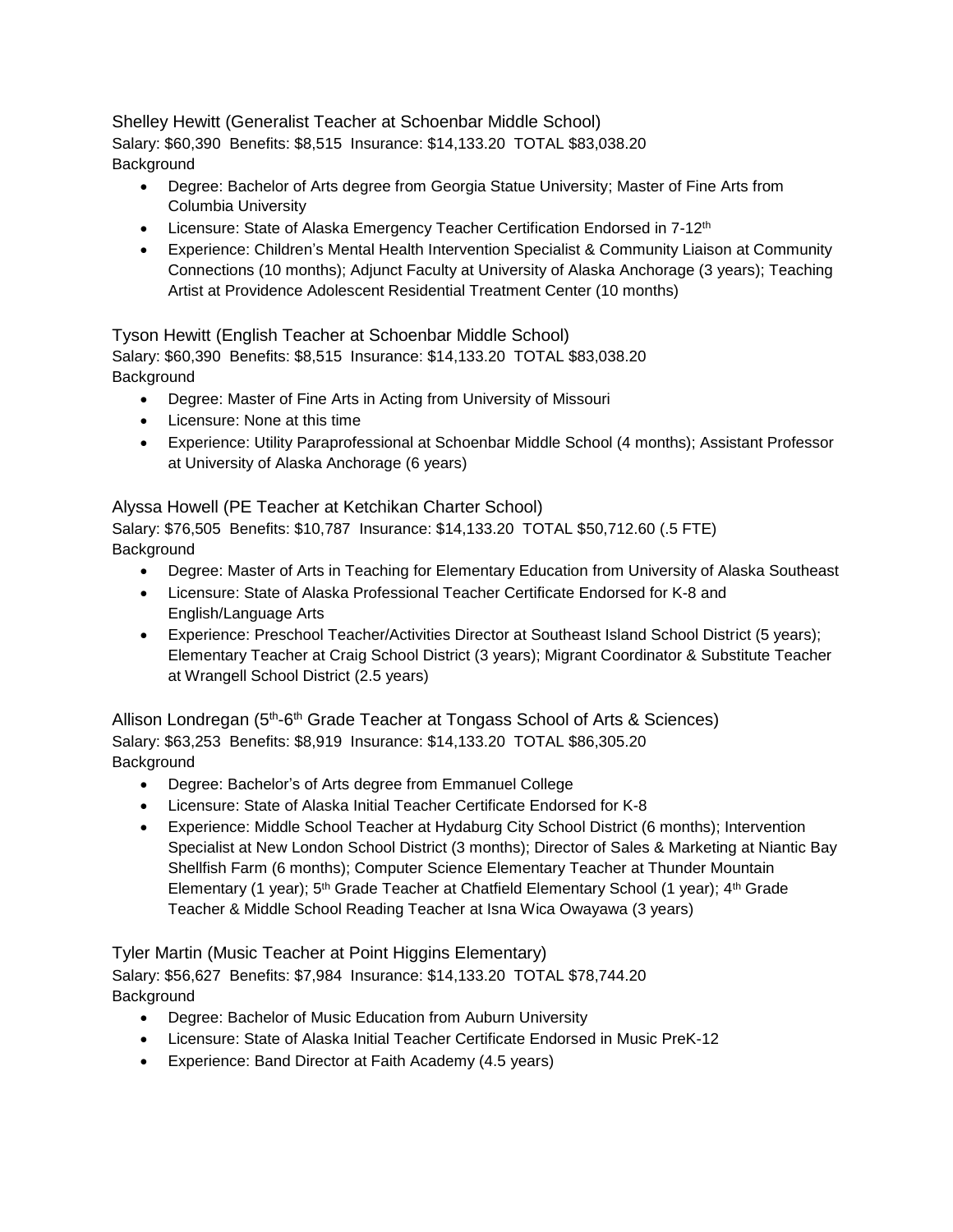Shelley Hewitt (Generalist Teacher at Schoenbar Middle School)

Salary: $60,390 Benefits: $8,515 Insurance: $14,133.20 TOTAL $83,038.20

Background

- Degree: Bachelor of Arts degree from Georgia Statue University; Master of Fine Arts from Columbia University
- Licensure: State of Alaska Emergency Teacher Certification Endorsed in 7-12th
- Experience: Children's Mental Health Intervention Specialist & Community Liaison at Community Connections (10 months); Adjunct Faculty at University of Alaska Anchorage (3 years); Teaching Artist at Providence Adolescent Residential Treatment Center (10 months)

Tyson Hewitt (English Teacher at Schoenbar Middle School)

Salary: $60,390 Benefits: $8,515 Insurance: $14,133.20 TOTAL $83,038.20

Background

- Degree: Master of Fine Arts in Acting from University of Missouri
- Licensure: None at this time
- Experience: Utility Paraprofessional at Schoenbar Middle School (4 months); Assistant Professor at University of Alaska Anchorage (6 years)

Alyssa Howell (PE Teacher at Ketchikan Charter School)

Salary: $76,505 Benefits: $10,787 Insurance: $14,133.20 TOTAL $50,712.60 (.5 FTE)

Background

- Degree: Master of Arts in Teaching for Elementary Education from University of Alaska Southeast
- Licensure: State of Alaska Professional Teacher Certificate Endorsed for K-8 and English/Language Arts
- Experience: Preschool Teacher/Activities Director at Southeast Island School District (5 years); Elementary Teacher at Craig School District (3 years); Migrant Coordinator & Substitute Teacher at Wrangell School District (2.5 years)

Allison Londregan (5th-6th Grade Teacher at Tongass School of Arts & Sciences)

Salary: $63,253 Benefits: $8,919 Insurance: $14,133.20 TOTAL $86,305.20

Background

- Degree: Bachelor's of Arts degree from Emmanuel College
- Licensure: State of Alaska Initial Teacher Certificate Endorsed for K-8
- Experience: Middle School Teacher at Hydaburg City School District (6 months); Intervention Specialist at New London School District (3 months); Director of Sales & Marketing at Niantic Bay Shellfish Farm (6 months); Computer Science Elementary Teacher at Thunder Mountain Elementary (1 year); 5th Grade Teacher at Chatfield Elementary School (1 year); 4th Grade Teacher & Middle School Reading Teacher at Isna Wica Owayawa (3 years)

Tyler Martin (Music Teacher at Point Higgins Elementary)

Salary: $56,627 Benefits: $7,984 Insurance: $14,133.20 TOTAL $78,744.20

Background

- Degree: Bachelor of Music Education from Auburn University
- Licensure: State of Alaska Initial Teacher Certificate Endorsed in Music PreK-12
- Experience: Band Director at Faith Academy (4.5 years)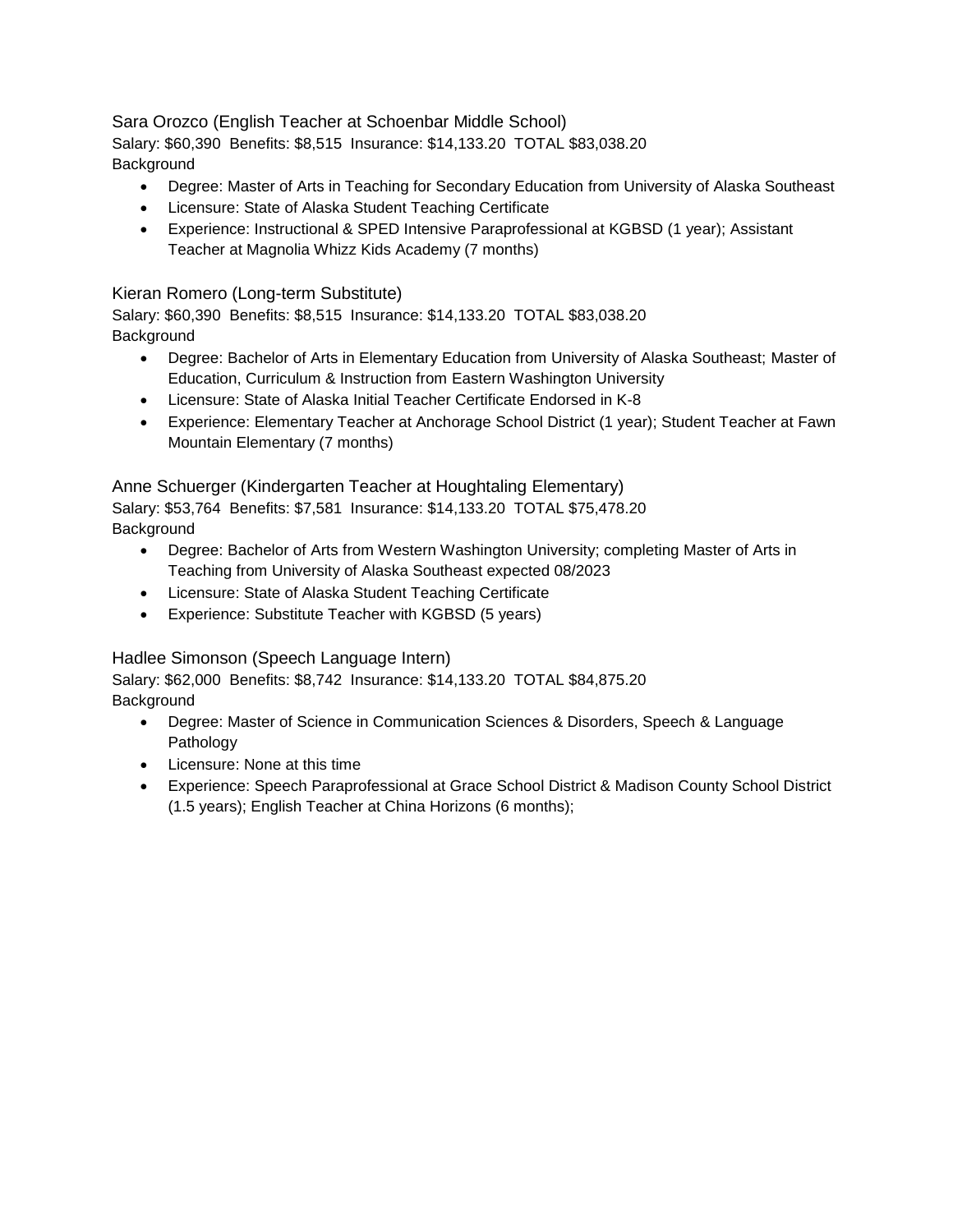Sara Orozco (English Teacher at Schoenbar Middle School)
Salary: $60,390 Benefits: $8,515 Insurance: $14,133.20 TOTAL $83,038.20
Background

- Degree: Master of Arts in Teaching for Secondary Education from University of Alaska Southeast
- Licensure: State of Alaska Student Teaching Certificate
- Experience: Instructional & SPED Intensive Paraprofessional at KGBSD (1 year); Assistant Teacher at Magnolia Whizz Kids Academy (7 months)

Kieran Romero (Long-term Substitute)
Salary: $60,390 Benefits: $8,515 Insurance: $14,133.20 TOTAL $83,038.20
Background

- Degree: Bachelor of Arts in Elementary Education from University of Alaska Southeast; Master of Education, Curriculum & Instruction from Eastern Washington University
- Licensure: State of Alaska Initial Teacher Certificate Endorsed in K-8
- Experience: Elementary Teacher at Anchorage School District (1 year); Student Teacher at Fawn Mountain Elementary (7 months)

Anne Schuerger (Kindergarten Teacher at Houghtaling Elementary)
Salary: $53,764 Benefits: $7,581 Insurance: $14,133.20 TOTAL $75,478.20
Background

- Degree: Bachelor of Arts from Western Washington University; completing Master of Arts in Teaching from University of Alaska Southeast expected 08/2023
- Licensure: State of Alaska Student Teaching Certificate
- Experience: Substitute Teacher with KGBSD (5 years)

Hadlee Simonson (Speech Language Intern)
Salary: $62,000 Benefits: $8,742 Insurance: $14,133.20 TOTAL $84,875.20
Background

- Degree: Master of Science in Communication Sciences & Disorders, Speech & Language Pathology
- Licensure: None at this time
- Experience: Speech Paraprofessional at Grace School District & Madison County School District (1.5 years); English Teacher at China Horizons (6 months);